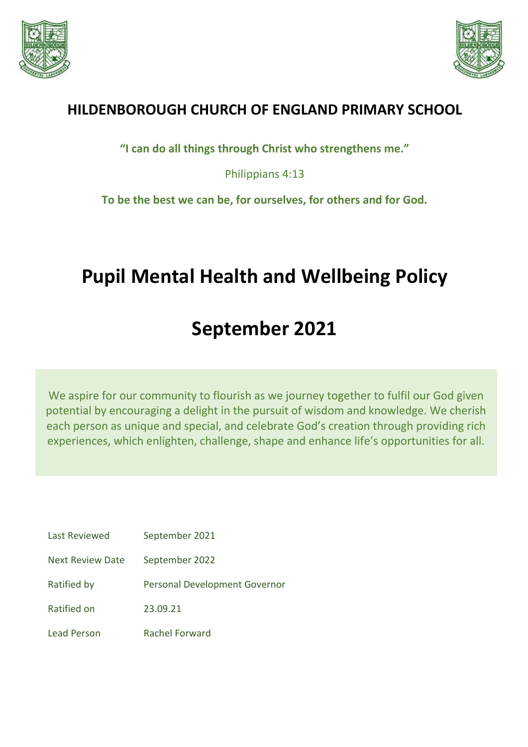**HILDENBOROUGH CHURCH OF ENGLAND PRIMARY SCHOOL**

**"I can do all things through Christ who strengthens me."**

Philippians 4:13

**To be the best we can be, for ourselves, for others and for God.**

# Pupil Mental Health and Wellbeing Policy

# September 2021

We aspire for our community to flourish as we journey together to fulfil our God given potential by encouraging a delight in the pursuit of wisdom and knowledge. We cherish each person as unique and special, and celebrate God's creation through providing rich experiences, which enlighten, challenge, shape and enhance life's opportunities for all.

| | |
|---|---|
| Last Reviewed | September 2021 |
| Next Review Date | September 2022 |
| Ratified by | Personal Development Governor |
| Ratified on | 23.09.21 |
| Lead Person | Rachel Forward |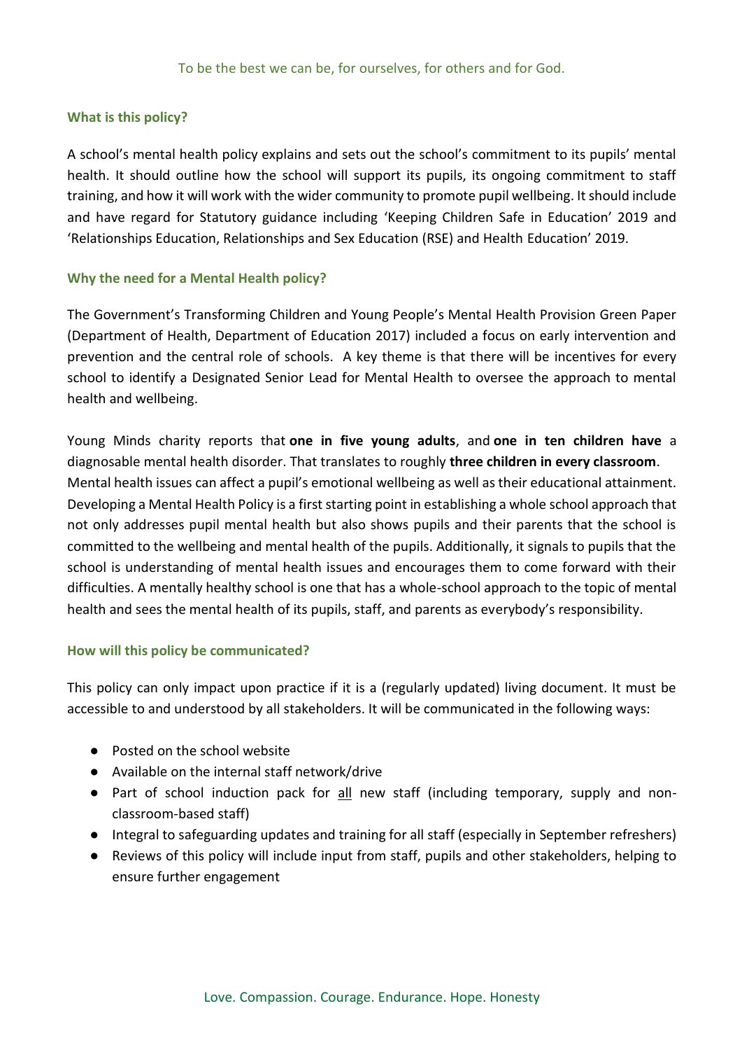## What is this policy?

A school's mental health policy explains and sets out the school's commitment to its pupils' mental health. It should outline how the school will support its pupils, its ongoing commitment to staff training, and how it will work with the wider community to promote pupil wellbeing. It should include and have regard for Statutory guidance including 'Keeping Children Safe in Education' 2019 and 'Relationships Education, Relationships and Sex Education (RSE) and Health Education' 2019.

## Why the need for a Mental Health policy?

The Government's Transforming Children and Young People's Mental Health Provision Green Paper (Department of Health, Department of Education 2017) included a focus on early intervention and prevention and the central role of schools. A key theme is that there will be incentives for every school to identify a Designated Senior Lead for Mental Health to oversee the approach to mental health and wellbeing.

Young Minds charity reports that **one in five young adults**, and **one in ten children have** a diagnosable mental health disorder. That translates to roughly **three children in every classroom**. Mental health issues can affect a pupil's emotional wellbeing as well as their educational attainment. Developing a Mental Health Policy is a first starting point in establishing a whole school approach that not only addresses pupil mental health but also shows pupils and their parents that the school is committed to the wellbeing and mental health of the pupils. Additionally, it signals to pupils that the school is understanding of mental health issues and encourages them to come forward with their difficulties. A mentally healthy school is one that has a whole-school approach to the topic of mental health and sees the mental health of its pupils, staff, and parents as everybody's responsibility.

## How will this policy be communicated?

This policy can only impact upon practice if it is a (regularly updated) living document. It must be accessible to and understood by all stakeholders. It will be communicated in the following ways:

- Posted on the school website
- Available on the internal staff network/drive
- Part of school induction pack for <u>all</u> new staff (including temporary, supply and non-classroom-based staff)
- Integral to safeguarding updates and training for all staff (especially in September refreshers)
- Reviews of this policy will include input from staff, pupils and other stakeholders, helping to ensure further engagement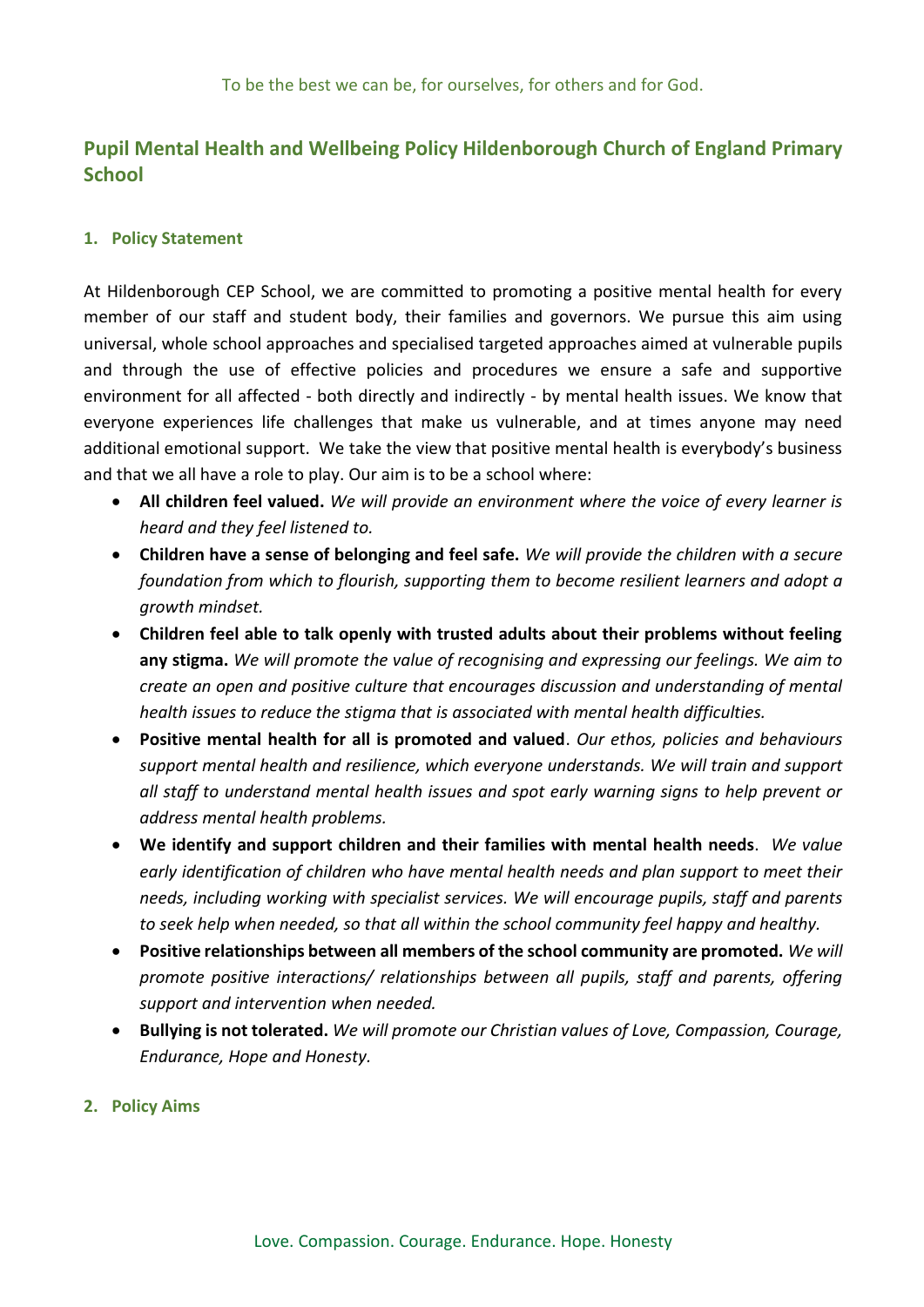To be the best we can be, for ourselves, for others and for God.

# Pupil Mental Health and Wellbeing Policy Hildenborough Church of England Primary School

## 1. Policy Statement

At Hildenborough CEP School, we are committed to promoting a positive mental health for every member of our staff and student body, their families and governors. We pursue this aim using universal, whole school approaches and specialised targeted approaches aimed at vulnerable pupils and through the use of effective policies and procedures we ensure a safe and supportive environment for all affected - both directly and indirectly - by mental health issues. We know that everyone experiences life challenges that make us vulnerable, and at times anyone may need additional emotional support. We take the view that positive mental health is everybody's business and that we all have a role to play. Our aim is to be a school where:

- **All children feel valued.** *We will provide an environment where the voice of every learner is heard and they feel listened to.*
- **Children have a sense of belonging and feel safe.** *We will provide the children with a secure foundation from which to flourish, supporting them to become resilient learners and adopt a growth mindset.*
- **Children feel able to talk openly with trusted adults about their problems without feeling any stigma.** *We will promote the value of recognising and expressing our feelings. We aim to create an open and positive culture that encourages discussion and understanding of mental health issues to reduce the stigma that is associated with mental health difficulties.*
- **Positive mental health for all is promoted and valued**. *Our ethos, policies and behaviours support mental health and resilience, which everyone understands. We will train and support all staff to understand mental health issues and spot early warning signs to help prevent or address mental health problems.*
- **We identify and support children and their families with mental health needs**. *We value early identification of children who have mental health needs and plan support to meet their needs, including working with specialist services. We will encourage pupils, staff and parents to seek help when needed, so that all within the school community feel happy and healthy.*
- **Positive relationships between all members of the school community are promoted.** *We will promote positive interactions/ relationships between all pupils, staff and parents, offering support and intervention when needed.*
- **Bullying is not tolerated.** *We will promote our Christian values of Love, Compassion, Courage, Endurance, Hope and Honesty.*

## 2. Policy Aims

Love. Compassion. Courage. Endurance. Hope. Honesty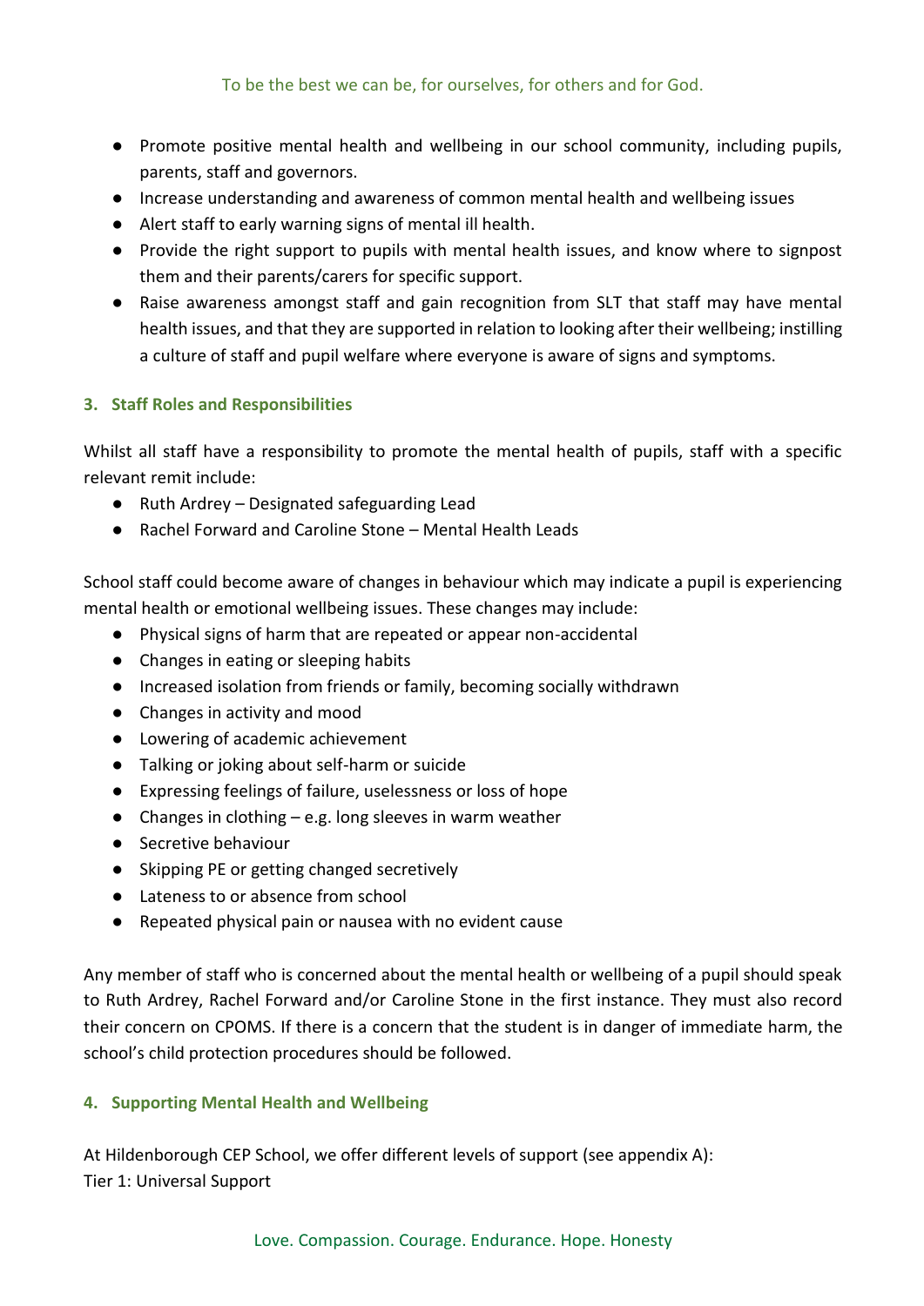- Promote positive mental health and wellbeing in our school community, including pupils, parents, staff and governors.
- Increase understanding and awareness of common mental health and wellbeing issues
- Alert staff to early warning signs of mental ill health.
- Provide the right support to pupils with mental health issues, and know where to signpost them and their parents/carers for specific support.
- Raise awareness amongst staff and gain recognition from SLT that staff may have mental health issues, and that they are supported in relation to looking after their wellbeing; instilling a culture of staff and pupil welfare where everyone is aware of signs and symptoms.

## 3. Staff Roles and Responsibilities

Whilst all staff have a responsibility to promote the mental health of pupils, staff with a specific relevant remit include:

- Ruth Ardrey – Designated safeguarding Lead
- Rachel Forward and Caroline Stone – Mental Health Leads

School staff could become aware of changes in behaviour which may indicate a pupil is experiencing mental health or emotional wellbeing issues. These changes may include:

- Physical signs of harm that are repeated or appear non-accidental
- Changes in eating or sleeping habits
- Increased isolation from friends or family, becoming socially withdrawn
- Changes in activity and mood
- Lowering of academic achievement
- Talking or joking about self-harm or suicide
- Expressing feelings of failure, uselessness or loss of hope
- Changes in clothing – e.g. long sleeves in warm weather
- Secretive behaviour
- Skipping PE or getting changed secretively
- Lateness to or absence from school
- Repeated physical pain or nausea with no evident cause

Any member of staff who is concerned about the mental health or wellbeing of a pupil should speak to Ruth Ardrey, Rachel Forward and/or Caroline Stone in the first instance. They must also record their concern on CPOMS. If there is a concern that the student is in danger of immediate harm, the school's child protection procedures should be followed.

## 4. Supporting Mental Health and Wellbeing

At Hildenborough CEP School, we offer different levels of support (see appendix A):
Tier 1: Universal Support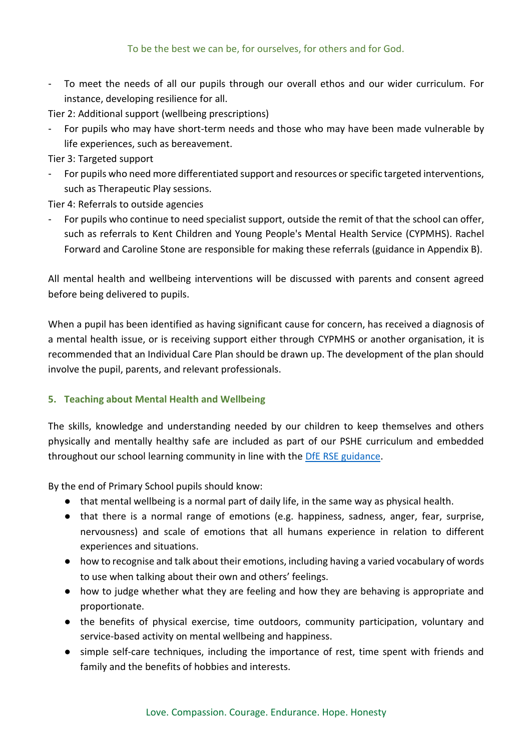- To meet the needs of all our pupils through our overall ethos and our wider curriculum. For instance, developing resilience for all.

Tier 2: Additional support (wellbeing prescriptions)

- For pupils who may have short-term needs and those who may have been made vulnerable by life experiences, such as bereavement.

Tier 3: Targeted support

- For pupils who need more differentiated support and resources or specific targeted interventions, such as Therapeutic Play sessions.

Tier 4: Referrals to outside agencies

- For pupils who continue to need specialist support, outside the remit of that the school can offer, such as referrals to Kent Children and Young People's Mental Health Service (CYPMHS). Rachel Forward and Caroline Stone are responsible for making these referrals (guidance in Appendix B).

All mental health and wellbeing interventions will be discussed with parents and consent agreed before being delivered to pupils.

When a pupil has been identified as having significant cause for concern, has received a diagnosis of a mental health issue, or is receiving support either through CYPMHS or another organisation, it is recommended that an Individual Care Plan should be drawn up. The development of the plan should involve the pupil, parents, and relevant professionals.

## 5. Teaching about Mental Health and Wellbeing

The skills, knowledge and understanding needed by our children to keep themselves and others physically and mentally healthy safe are included as part of our PSHE curriculum and embedded throughout our school learning community in line with the [DfE RSE guidance](#).

By the end of Primary School pupils should know:

- that mental wellbeing is a normal part of daily life, in the same way as physical health.
- that there is a normal range of emotions (e.g. happiness, sadness, anger, fear, surprise, nervousness) and scale of emotions that all humans experience in relation to different experiences and situations.
- how to recognise and talk about their emotions, including having a varied vocabulary of words to use when talking about their own and others' feelings.
- how to judge whether what they are feeling and how they are behaving is appropriate and proportionate.
- the benefits of physical exercise, time outdoors, community participation, voluntary and service-based activity on mental wellbeing and happiness.
- simple self-care techniques, including the importance of rest, time spent with friends and family and the benefits of hobbies and interests.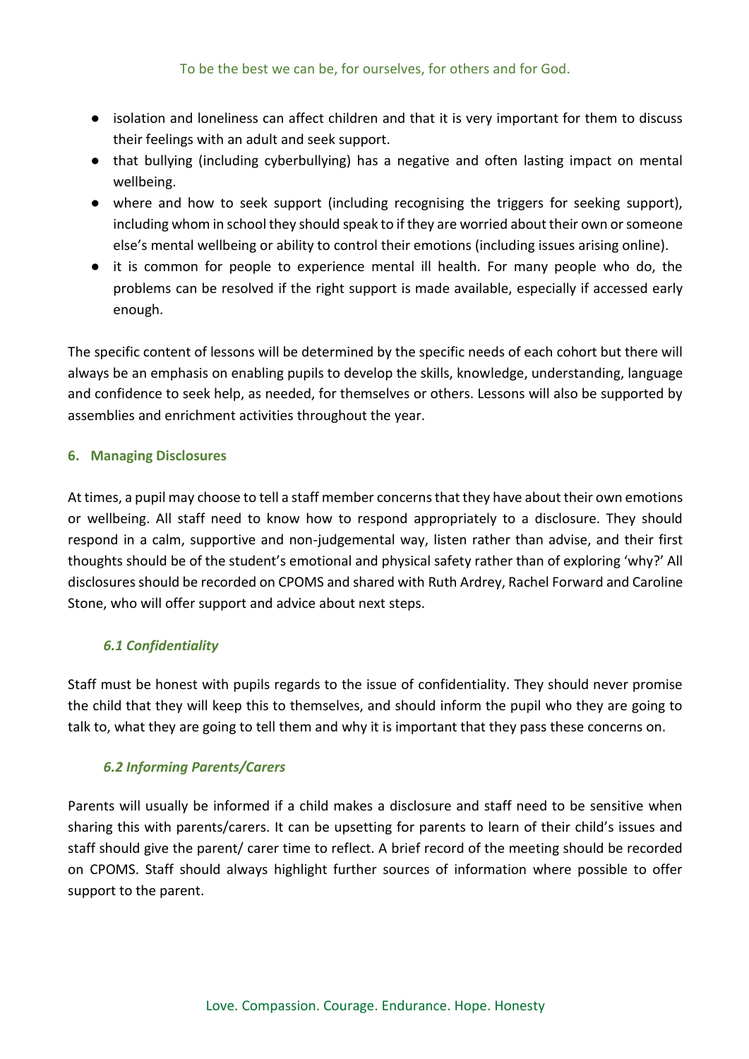- isolation and loneliness can affect children and that it is very important for them to discuss their feelings with an adult and seek support.
- that bullying (including cyberbullying) has a negative and often lasting impact on mental wellbeing.
- where and how to seek support (including recognising the triggers for seeking support), including whom in school they should speak to if they are worried about their own or someone else's mental wellbeing or ability to control their emotions (including issues arising online).
- it is common for people to experience mental ill health. For many people who do, the problems can be resolved if the right support is made available, especially if accessed early enough.

The specific content of lessons will be determined by the specific needs of each cohort but there will always be an emphasis on enabling pupils to develop the skills, knowledge, understanding, language and confidence to seek help, as needed, for themselves or others. Lessons will also be supported by assemblies and enrichment activities throughout the year.

## 6. Managing Disclosures

At times, a pupil may choose to tell a staff member concerns that they have about their own emotions or wellbeing. All staff need to know how to respond appropriately to a disclosure. They should respond in a calm, supportive and non-judgemental way, listen rather than advise, and their first thoughts should be of the student's emotional and physical safety rather than of exploring 'why?' All disclosures should be recorded on CPOMS and shared with Ruth Ardrey, Rachel Forward and Caroline Stone, who will offer support and advice about next steps.

### *6.1 Confidentiality*

Staff must be honest with pupils regards to the issue of confidentiality. They should never promise the child that they will keep this to themselves, and should inform the pupil who they are going to talk to, what they are going to tell them and why it is important that they pass these concerns on.

### *6.2 Informing Parents/Carers*

Parents will usually be informed if a child makes a disclosure and staff need to be sensitive when sharing this with parents/carers. It can be upsetting for parents to learn of their child's issues and staff should give the parent/ carer time to reflect. A brief record of the meeting should be recorded on CPOMS. Staff should always highlight further sources of information where possible to offer support to the parent.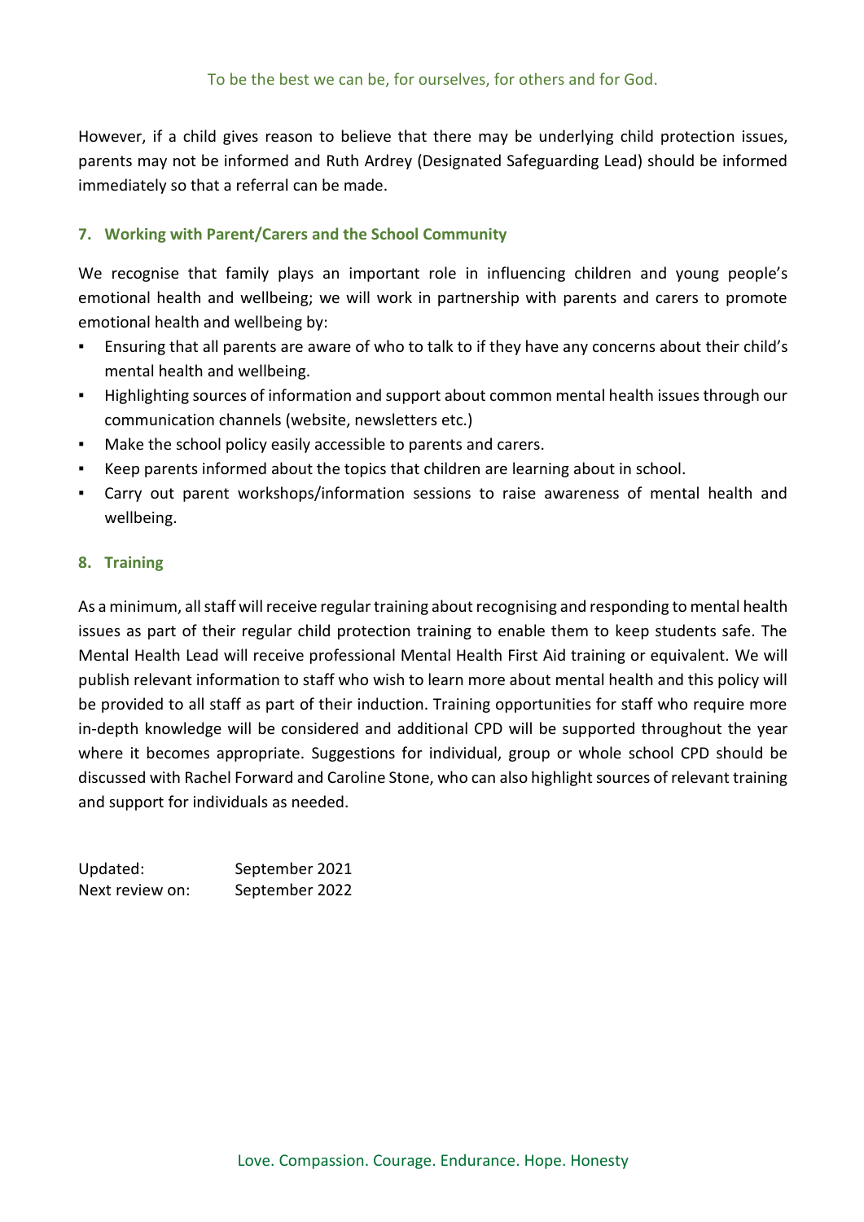However, if a child gives reason to believe that there may be underlying child protection issues, parents may not be informed and Ruth Ardrey (Designated Safeguarding Lead) should be informed immediately so that a referral can be made.

## 7. Working with Parent/Carers and the School Community

We recognise that family plays an important role in influencing children and young people's emotional health and wellbeing; we will work in partnership with parents and carers to promote emotional health and wellbeing by:

- Ensuring that all parents are aware of who to talk to if they have any concerns about their child's mental health and wellbeing.
- Highlighting sources of information and support about common mental health issues through our communication channels (website, newsletters etc.)
- Make the school policy easily accessible to parents and carers.
- Keep parents informed about the topics that children are learning about in school.
- Carry out parent workshops/information sessions to raise awareness of mental health and wellbeing.

## 8. Training

As a minimum, all staff will receive regular training about recognising and responding to mental health issues as part of their regular child protection training to enable them to keep students safe. The Mental Health Lead will receive professional Mental Health First Aid training or equivalent. We will publish relevant information to staff who wish to learn more about mental health and this policy will be provided to all staff as part of their induction. Training opportunities for staff who require more in-depth knowledge will be considered and additional CPD will be supported throughout the year where it becomes appropriate. Suggestions for individual, group or whole school CPD should be discussed with Rachel Forward and Caroline Stone, who can also highlight sources of relevant training and support for individuals as needed.

Updated: September 2021
Next review on: September 2022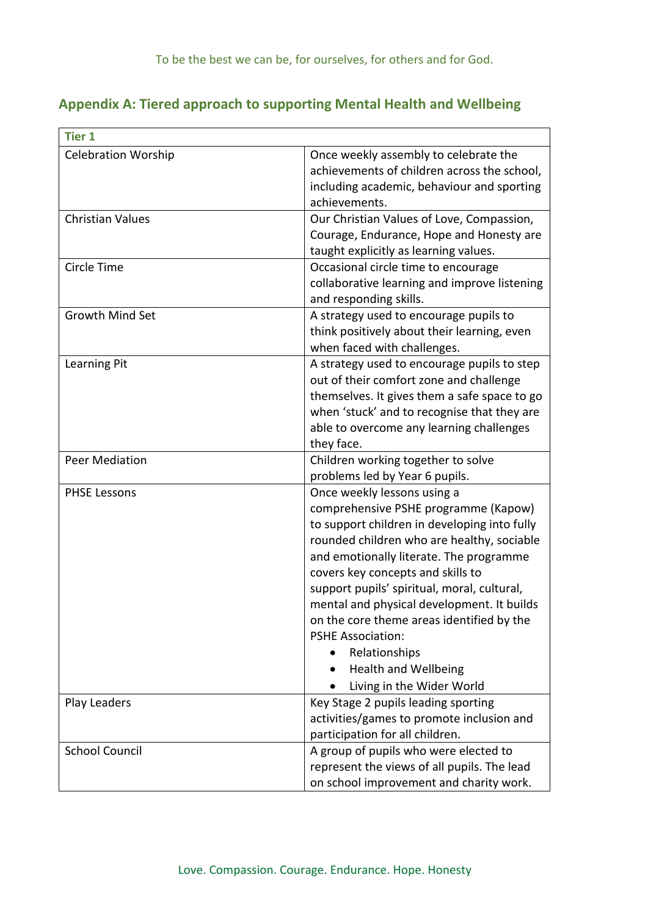## Appendix A: Tiered approach to supporting Mental Health and Wellbeing

| Tier 1 | |
|---|---|
| Celebration Worship | Once weekly assembly to celebrate the achievements of children across the school, including academic, behaviour and sporting achievements. |
| Christian Values | Our Christian Values of Love, Compassion, Courage, Endurance, Hope and Honesty are taught explicitly as learning values. |
| Circle Time | Occasional circle time to encourage collaborative learning and improve listening and responding skills. |
| Growth Mind Set | A strategy used to encourage pupils to think positively about their learning, even when faced with challenges. |
| Learning Pit | A strategy used to encourage pupils to step out of their comfort zone and challenge themselves. It gives them a safe space to go when 'stuck' and to recognise that they are able to overcome any learning challenges they face. |
| Peer Mediation | Children working together to solve problems led by Year 6 pupils. |
| PHSE Lessons | Once weekly lessons using a comprehensive PSHE programme (Kapow) to support children in developing into fully rounded children who are healthy, sociable and emotionally literate. The programme covers key concepts and skills to support pupils' spiritual, moral, cultural, mental and physical development. It builds on the core theme areas identified by the PSHE Association:<br>• Relationships<br>• Health and Wellbeing<br>• Living in the Wider World |
| Play Leaders | Key Stage 2 pupils leading sporting activities/games to promote inclusion and participation for all children. |
| School Council | A group of pupils who were elected to represent the views of all pupils. The lead on school improvement and charity work. |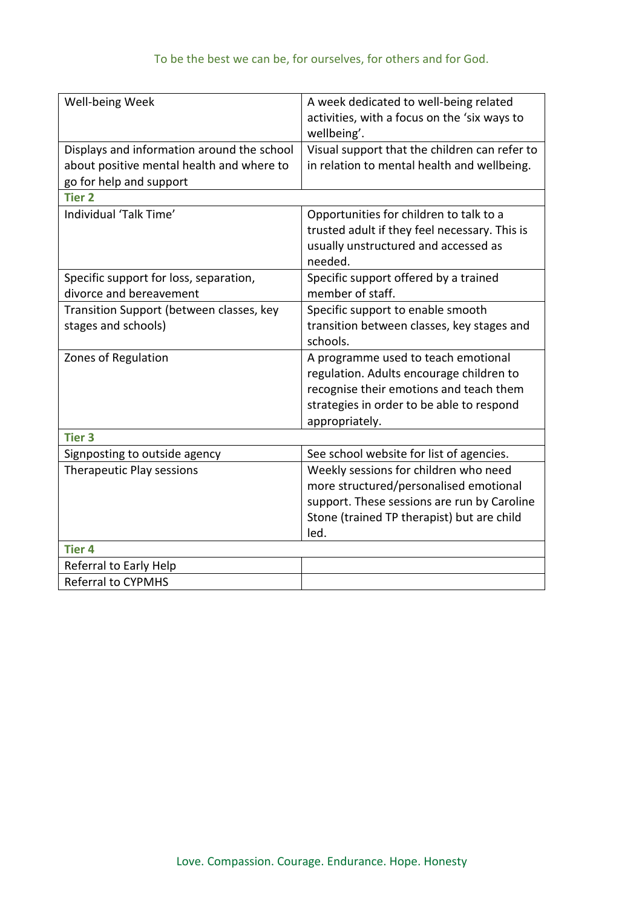| | |
|---|---|
| Well-being Week | A week dedicated to well-being related activities, with a focus on the 'six ways to wellbeing'. |
| Displays and information around the school about positive mental health and where to go for help and support | Visual support that the children can refer to in relation to mental health and wellbeing. |
| **Tier 2** | |
| Individual 'Talk Time' | Opportunities for children to talk to a trusted adult if they feel necessary. This is usually unstructured and accessed as needed. |
| Specific support for loss, separation, divorce and bereavement | Specific support offered by a trained member of staff. |
| Transition Support (between classes, key stages and schools) | Specific support to enable smooth transition between classes, key stages and schools. |
| Zones of Regulation | A programme used to teach emotional regulation. Adults encourage children to recognise their emotions and teach them strategies in order to be able to respond appropriately. |
| **Tier 3** | |
| Signposting to outside agency | See school website for list of agencies. |
| Therapeutic Play sessions | Weekly sessions for children who need more structured/personalised emotional support. These sessions are run by Caroline Stone (trained TP therapist) but are child led. |
| **Tier 4** | |
| Referral to Early Help | |
| Referral to CYPMHS | |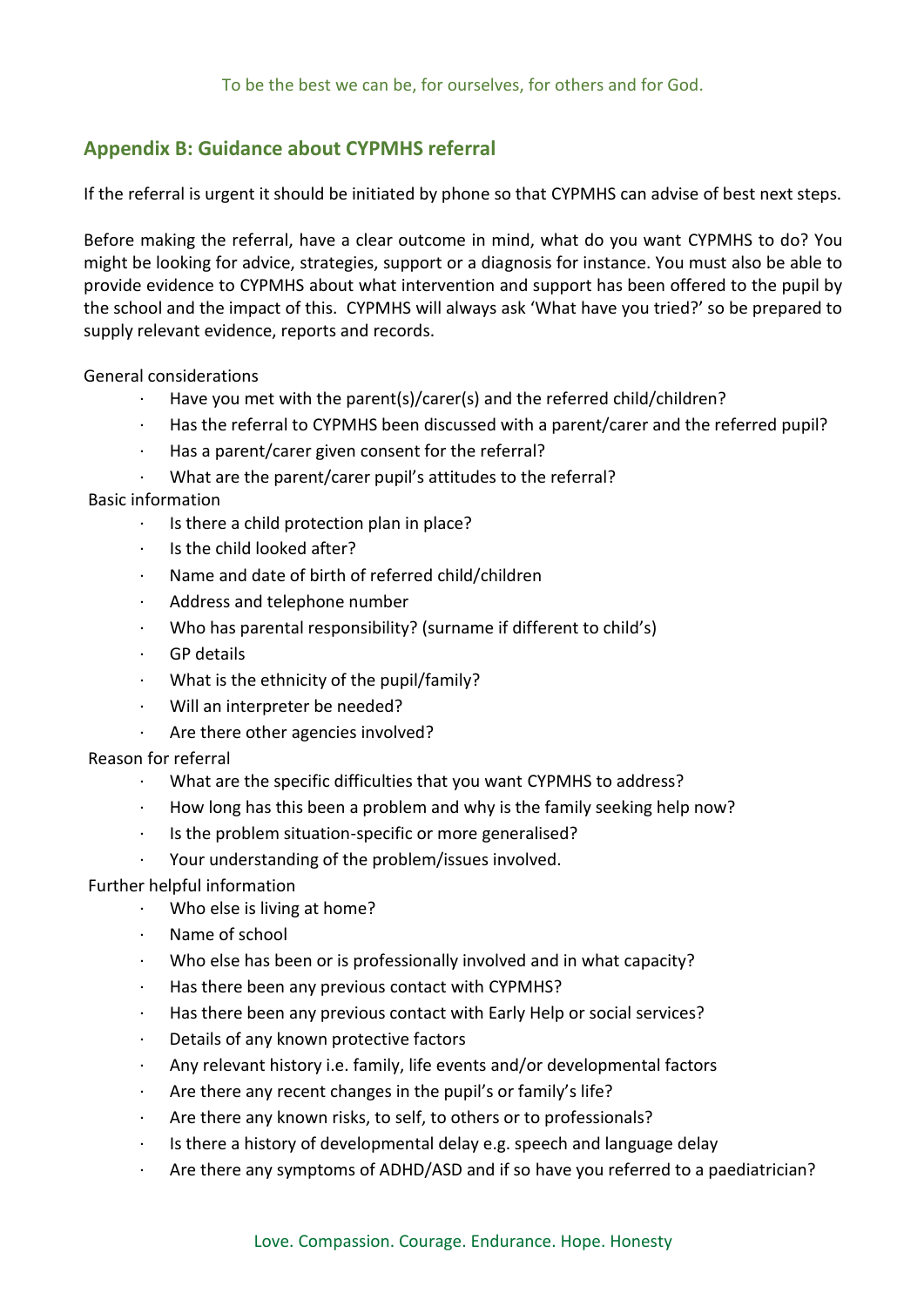## Appendix B: Guidance about CYPMHS referral

If the referral is urgent it should be initiated by phone so that CYPMHS can advise of best next steps.

Before making the referral, have a clear outcome in mind, what do you want CYPMHS to do? You might be looking for advice, strategies, support or a diagnosis for instance. You must also be able to provide evidence to CYPMHS about what intervention and support has been offered to the pupil by the school and the impact of this. CYPMHS will always ask 'What have you tried?' so be prepared to supply relevant evidence, reports and records.

General considerations

- Have you met with the parent(s)/carer(s) and the referred child/children?
- Has the referral to CYPMHS been discussed with a parent/carer and the referred pupil?
- Has a parent/carer given consent for the referral?
- What are the parent/carer pupil's attitudes to the referral?

Basic information

- Is there a child protection plan in place?
- Is the child looked after?
- Name and date of birth of referred child/children
- Address and telephone number
- Who has parental responsibility? (surname if different to child's)
- GP details
- What is the ethnicity of the pupil/family?
- Will an interpreter be needed?
- Are there other agencies involved?

Reason for referral

- What are the specific difficulties that you want CYPMHS to address?
- How long has this been a problem and why is the family seeking help now?
- Is the problem situation-specific or more generalised?
- Your understanding of the problem/issues involved.

Further helpful information

- Who else is living at home?
- Name of school
- Who else has been or is professionally involved and in what capacity?
- Has there been any previous contact with CYPMHS?
- Has there been any previous contact with Early Help or social services?
- Details of any known protective factors
- Any relevant history i.e. family, life events and/or developmental factors
- Are there any recent changes in the pupil's or family's life?
- Are there any known risks, to self, to others or to professionals?
- Is there a history of developmental delay e.g. speech and language delay
- Are there any symptoms of ADHD/ASD and if so have you referred to a paediatrician?